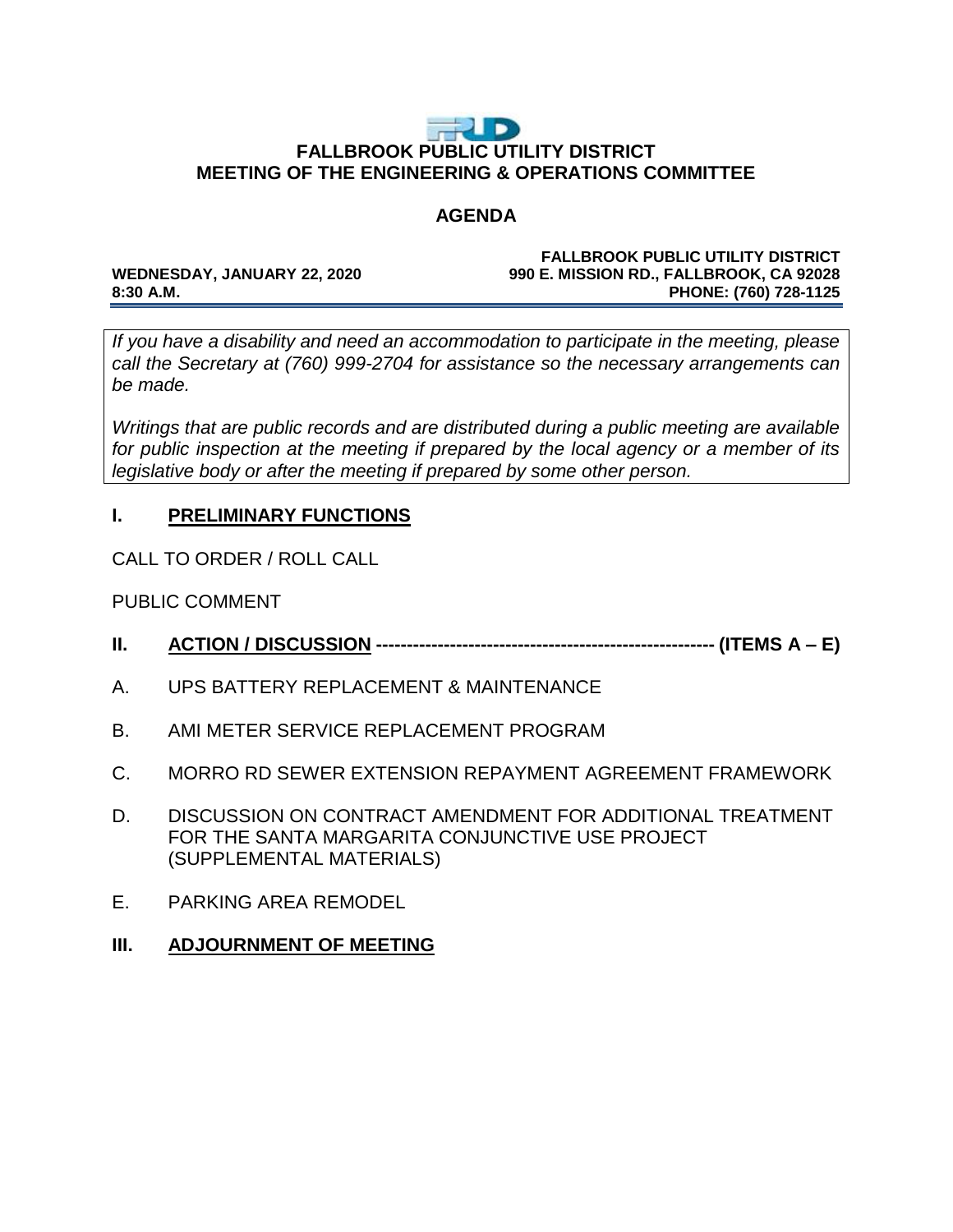# FALLBROOK PUBLIC UTILITY DISTRICT
## MEETING OF THE ENGINEERING & OPERATIONS COMMITTEE

### AGENDA

**WEDNESDAY, JANUARY 22, 2020**
**8:30 A.M.**

**FALLBROOK PUBLIC UTILITY DISTRICT**
**990 E. MISSION RD., FALLBROOK, CA 92028**
**PHONE: (760) 728-1125**

*If you have a disability and need an accommodation to participate in the meeting, please call the Secretary at (760) 999-2704 for assistance so the necessary arrangements can be made.*

*Writings that are public records and are distributed during a public meeting are available for public inspection at the meeting if prepared by the local agency or a member of its legislative body or after the meeting if prepared by some other person.*

## I. PRELIMINARY FUNCTIONS

CALL TO ORDER / ROLL CALL

PUBLIC COMMENT

## II. ACTION / DISCUSSION ---------------------------------------------------- (ITEMS A – E)

A. UPS BATTERY REPLACEMENT & MAINTENANCE

B. AMI METER SERVICE REPLACEMENT PROGRAM

C. MORRO RD SEWER EXTENSION REPAYMENT AGREEMENT FRAMEWORK

D. DISCUSSION ON CONTRACT AMENDMENT FOR ADDITIONAL TREATMENT FOR THE SANTA MARGARITA CONJUNCTIVE USE PROJECT (SUPPLEMENTAL MATERIALS)

E. PARKING AREA REMODEL

## III. ADJOURNMENT OF MEETING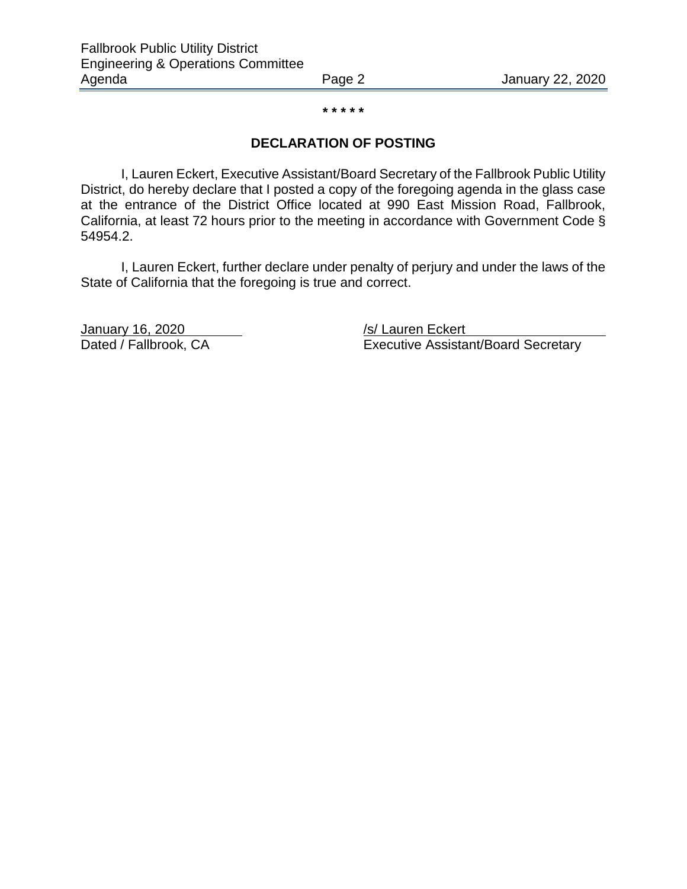\* \* \* \* \*

## DECLARATION OF POSTING

I, Lauren Eckert, Executive Assistant/Board Secretary of the Fallbrook Public Utility District, do hereby declare that I posted a copy of the foregoing agenda in the glass case at the entrance of the District Office located at 990 East Mission Road, Fallbrook, California, at least 72 hours prior to the meeting in accordance with Government Code § 54954.2.

I, Lauren Eckert, further declare under penalty of perjury and under the laws of the State of California that the foregoing is true and correct.

| | |
|---|---|
| January 16, 2020 | /s/ Lauren Eckert |
| Dated / Fallbrook, CA | Executive Assistant/Board Secretary |